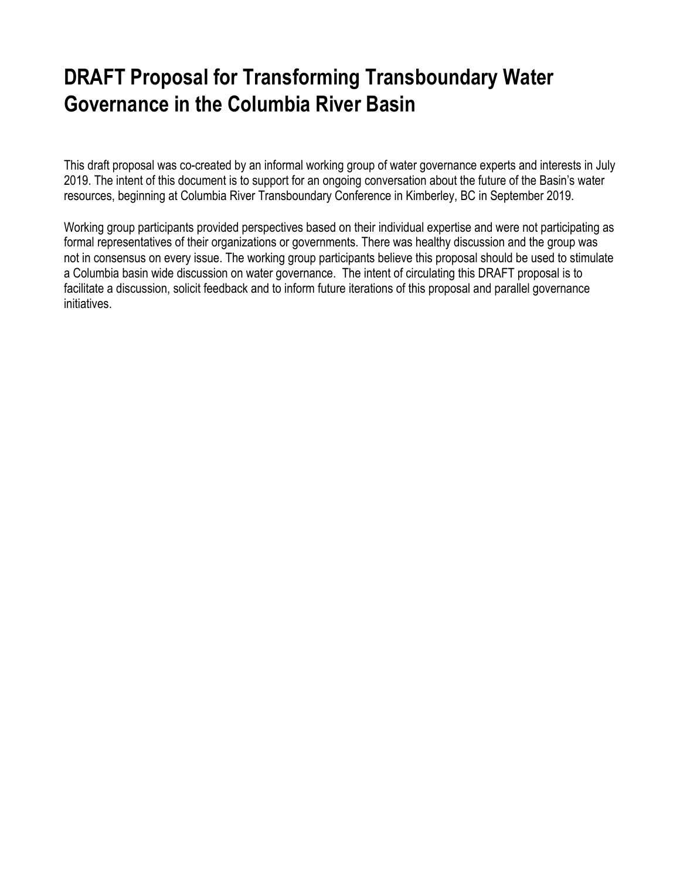# DRAFT Proposal for Transforming Transboundary Water Governance in the Columbia River Basin

This draft proposal was co-created by an informal working group of water governance experts and interests in July 2019. The intent of this document is to support for an ongoing conversation about the future of the Basin's water resources, beginning at Columbia River Transboundary Conference in Kimberley, BC in September 2019.

Working group participants provided perspectives based on their individual expertise and were not participating as formal representatives of their organizations or governments. There was healthy discussion and the group was not in consensus on every issue. The working group participants believe this proposal should be used to stimulate a Columbia basin wide discussion on water governance. The intent of circulating this DRAFT proposal is to facilitate a discussion, solicit feedback and to inform future iterations of this proposal and parallel governance initiatives.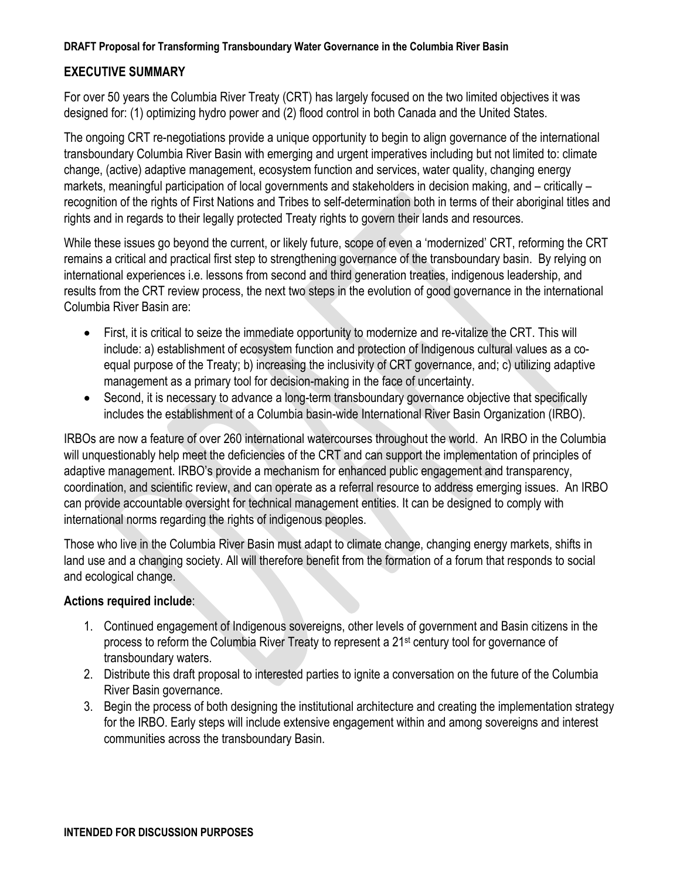## EXECUTIVE SUMMARY

For over 50 years the Columbia River Treaty (CRT) has largely focused on the two limited objectives it was designed for: (1) optimizing hydro power and (2) flood control in both Canada and the United States.

The ongoing CRT re-negotiations provide a unique opportunity to begin to align governance of the international transboundary Columbia River Basin with emerging and urgent imperatives including but not limited to: climate change, (active) adaptive management, ecosystem function and services, water quality, changing energy markets, meaningful participation of local governments and stakeholders in decision making, and – critically – recognition of the rights of First Nations and Tribes to self-determination both in terms of their aboriginal titles and rights and in regards to their legally protected Treaty rights to govern their lands and resources.

While these issues go beyond the current, or likely future, scope of even a 'modernized' CRT, reforming the CRT remains a critical and practical first step to strengthening governance of the transboundary basin. By relying on international experiences i.e. lessons from second and third generation treaties, indigenous leadership, and results from the CRT review process, the next two steps in the evolution of good governance in the international Columbia River Basin are:

- First, it is critical to seize the immediate opportunity to modernize and re-vitalize the CRT. This will include: a) establishment of ecosystem function and protection of Indigenous cultural values as a co-equal purpose of the Treaty; b) increasing the inclusivity of CRT governance, and; c) utilizing adaptive management as a primary tool for decision-making in the face of uncertainty.
- Second, it is necessary to advance a long-term transboundary governance objective that specifically includes the establishment of a Columbia basin-wide International River Basin Organization (IRBO).

IRBOs are now a feature of over 260 international watercourses throughout the world. An IRBO in the Columbia will unquestionably help meet the deficiencies of the CRT and can support the implementation of principles of adaptive management. IRBO's provide a mechanism for enhanced public engagement and transparency, coordination, and scientific review, and can operate as a referral resource to address emerging issues. An IRBO can provide accountable oversight for technical management entities. It can be designed to comply with international norms regarding the rights of indigenous peoples.

Those who live in the Columbia River Basin must adapt to climate change, changing energy markets, shifts in land use and a changing society. All will therefore benefit from the formation of a forum that responds to social and ecological change.

**Actions required include**:

1. Continued engagement of Indigenous sovereigns, other levels of government and Basin citizens in the process to reform the Columbia River Treaty to represent a 21st century tool for governance of transboundary waters.
2. Distribute this draft proposal to interested parties to ignite a conversation on the future of the Columbia River Basin governance.
3. Begin the process of both designing the institutional architecture and creating the implementation strategy for the IRBO. Early steps will include extensive engagement within and among sovereigns and interest communities across the transboundary Basin.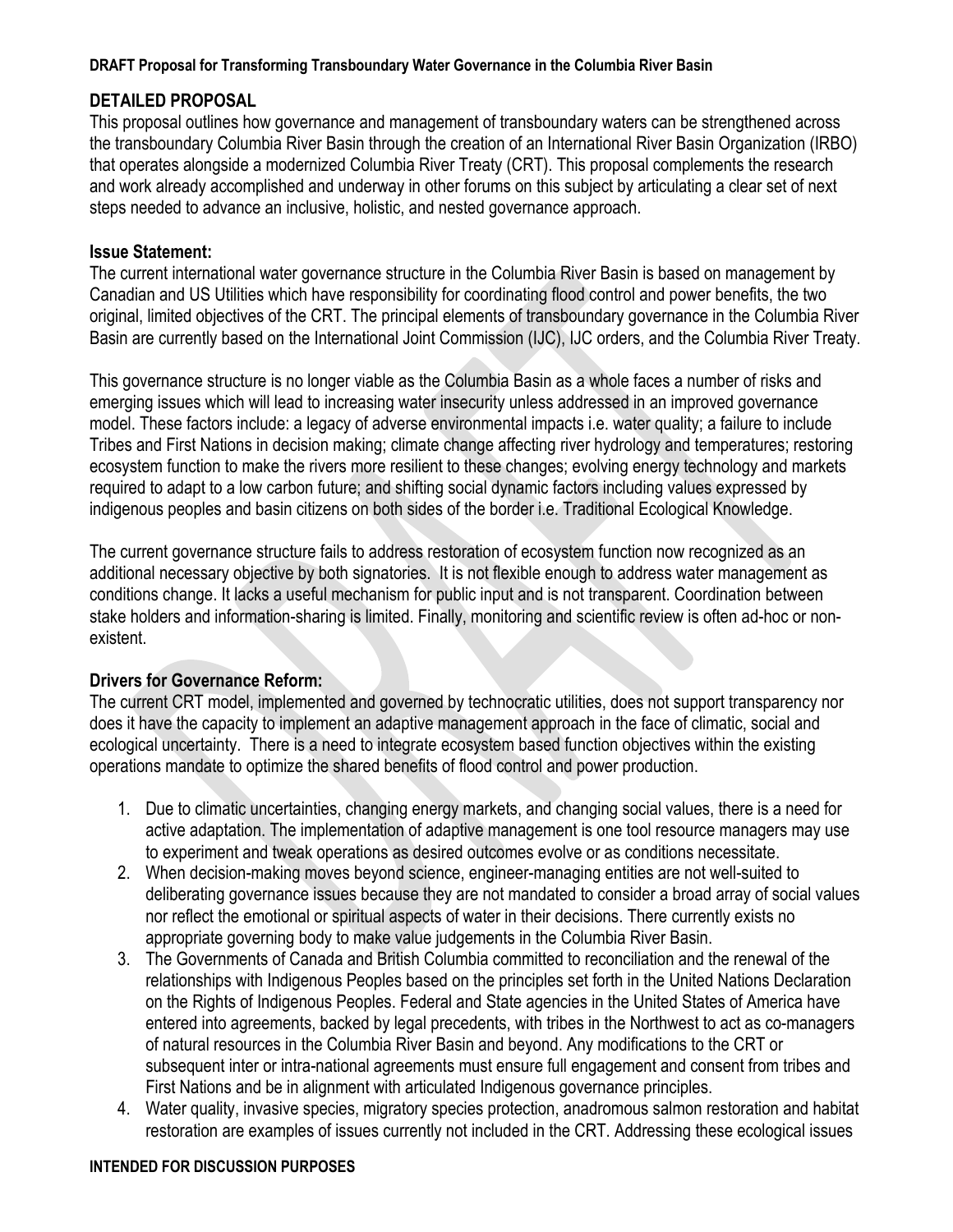## DETAILED PROPOSAL

This proposal outlines how governance and management of transboundary waters can be strengthened across the transboundary Columbia River Basin through the creation of an International River Basin Organization (IRBO) that operates alongside a modernized Columbia River Treaty (CRT). This proposal complements the research and work already accomplished and underway in other forums on this subject by articulating a clear set of next steps needed to advance an inclusive, holistic, and nested governance approach.

### Issue Statement:

The current international water governance structure in the Columbia River Basin is based on management by Canadian and US Utilities which have responsibility for coordinating flood control and power benefits, the two original, limited objectives of the CRT. The principal elements of transboundary governance in the Columbia River Basin are currently based on the International Joint Commission (IJC), IJC orders, and the Columbia River Treaty.

This governance structure is no longer viable as the Columbia Basin as a whole faces a number of risks and emerging issues which will lead to increasing water insecurity unless addressed in an improved governance model. These factors include: a legacy of adverse environmental impacts i.e. water quality; a failure to include Tribes and First Nations in decision making; climate change affecting river hydrology and temperatures; restoring ecosystem function to make the rivers more resilient to these changes; evolving energy technology and markets required to adapt to a low carbon future; and shifting social dynamic factors including values expressed by indigenous peoples and basin citizens on both sides of the border i.e. Traditional Ecological Knowledge.

The current governance structure fails to address restoration of ecosystem function now recognized as an additional necessary objective by both signatories. It is not flexible enough to address water management as conditions change. It lacks a useful mechanism for public input and is not transparent. Coordination between stake holders and information-sharing is limited. Finally, monitoring and scientific review is often ad-hoc or non-existent.

### Drivers for Governance Reform:

The current CRT model, implemented and governed by technocratic utilities, does not support transparency nor does it have the capacity to implement an adaptive management approach in the face of climatic, social and ecological uncertainty. There is a need to integrate ecosystem based function objectives within the existing operations mandate to optimize the shared benefits of flood control and power production.

1. Due to climatic uncertainties, changing energy markets, and changing social values, there is a need for active adaptation. The implementation of adaptive management is one tool resource managers may use to experiment and tweak operations as desired outcomes evolve or as conditions necessitate.
2. When decision-making moves beyond science, engineer-managing entities are not well-suited to deliberating governance issues because they are not mandated to consider a broad array of social values nor reflect the emotional or spiritual aspects of water in their decisions. There currently exists no appropriate governing body to make value judgements in the Columbia River Basin.
3. The Governments of Canada and British Columbia committed to reconciliation and the renewal of the relationships with Indigenous Peoples based on the principles set forth in the United Nations Declaration on the Rights of Indigenous Peoples. Federal and State agencies in the United States of America have entered into agreements, backed by legal precedents, with tribes in the Northwest to act as co-managers of natural resources in the Columbia River Basin and beyond. Any modifications to the CRT or subsequent inter or intra-national agreements must ensure full engagement and consent from tribes and First Nations and be in alignment with articulated Indigenous governance principles.
4. Water quality, invasive species, migratory species protection, anadromous salmon restoration and habitat restoration are examples of issues currently not included in the CRT. Addressing these ecological issues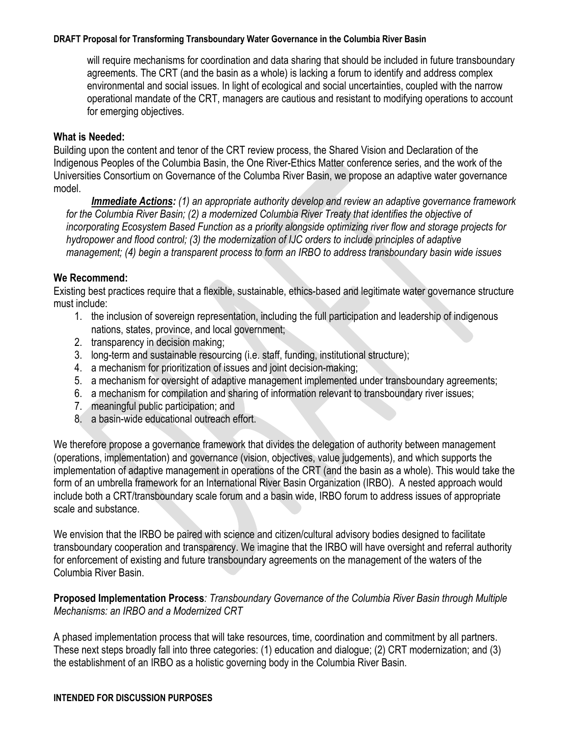will require mechanisms for coordination and data sharing that should be included in future transboundary agreements. The CRT (and the basin as a whole) is lacking a forum to identify and address complex environmental and social issues. In light of ecological and social uncertainties, coupled with the narrow operational mandate of the CRT, managers are cautious and resistant to modifying operations to account for emerging objectives.

**What is Needed:**

Building upon the content and tenor of the CRT review process, the Shared Vision and Declaration of the Indigenous Peoples of the Columbia Basin, the One River-Ethics Matter conference series, and the work of the Universities Consortium on Governance of the Columba River Basin, we propose an adaptive water governance model.

***Immediate Actions:*** *(1) an appropriate authority develop and review an adaptive governance framework for the Columbia River Basin; (2) a modernized Columbia River Treaty that identifies the objective of incorporating Ecosystem Based Function as a priority alongside optimizing river flow and storage projects for hydropower and flood control; (3) the modernization of IJC orders to include principles of adaptive management; (4) begin a transparent process to form an IRBO to address transboundary basin wide issues*

**We Recommend:**

Existing best practices require that a flexible, sustainable, ethics-based and legitimate water governance structure must include:

1. the inclusion of sovereign representation, including the full participation and leadership of indigenous nations, states, province, and local government;
2. transparency in decision making;
3. long-term and sustainable resourcing (i.e. staff, funding, institutional structure);
4. a mechanism for prioritization of issues and joint decision-making;
5. a mechanism for oversight of adaptive management implemented under transboundary agreements;
6. a mechanism for compilation and sharing of information relevant to transboundary river issues;
7. meaningful public participation; and
8. a basin-wide educational outreach effort.

We therefore propose a governance framework that divides the delegation of authority between management (operations, implementation) and governance (vision, objectives, value judgements), and which supports the implementation of adaptive management in operations of the CRT (and the basin as a whole). This would take the form of an umbrella framework for an International River Basin Organization (IRBO). A nested approach would include both a CRT/transboundary scale forum and a basin wide, IRBO forum to address issues of appropriate scale and substance.

We envision that the IRBO be paired with science and citizen/cultural advisory bodies designed to facilitate transboundary cooperation and transparency. We imagine that the IRBO will have oversight and referral authority for enforcement of existing and future transboundary agreements on the management of the waters of the Columbia River Basin.

**Proposed Implementation Process***: Transboundary Governance of the Columbia River Basin through Multiple Mechanisms: an IRBO and a Modernized CRT*

A phased implementation process that will take resources, time, coordination and commitment by all partners. These next steps broadly fall into three categories: (1) education and dialogue; (2) CRT modernization; and (3) the establishment of an IRBO as a holistic governing body in the Columbia River Basin.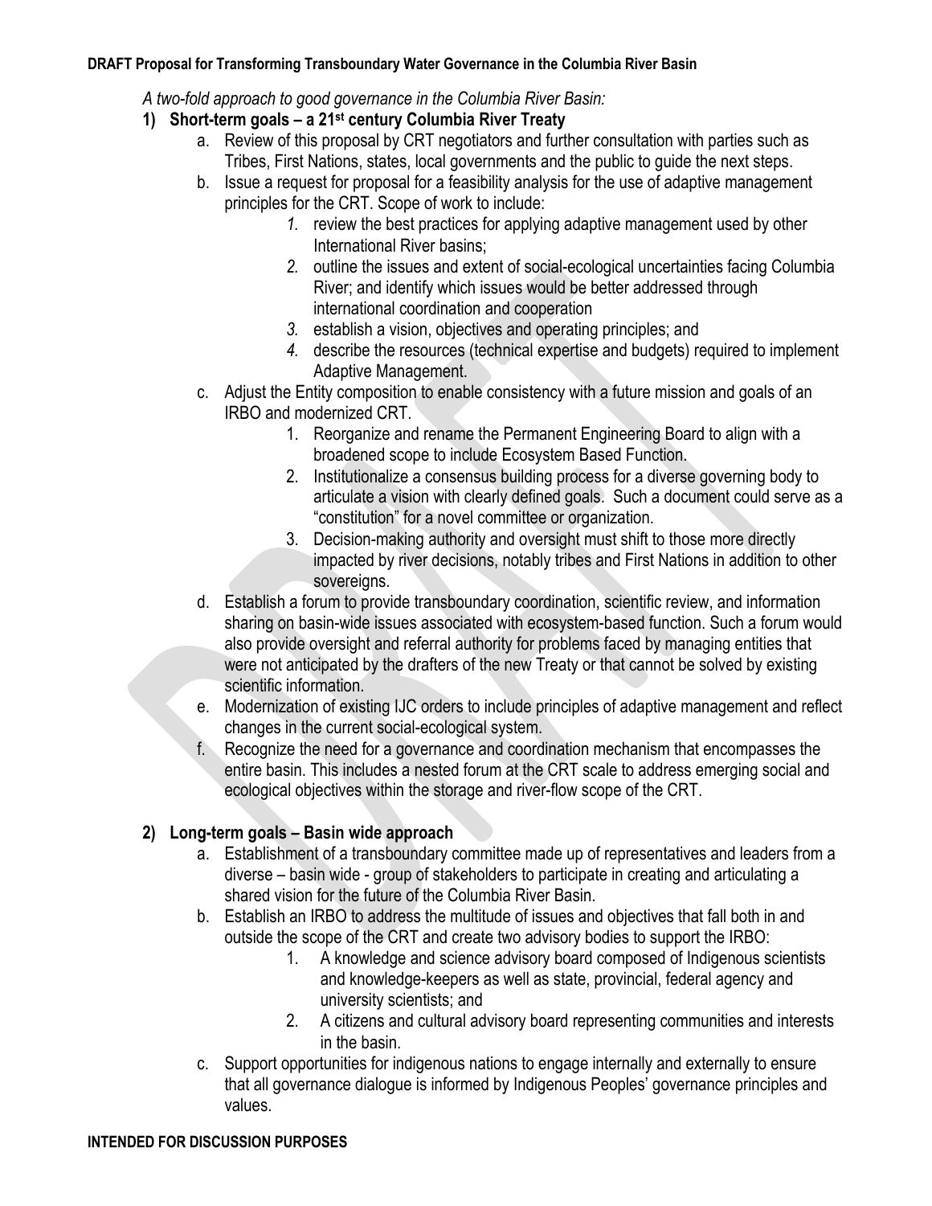**DRAFT Proposal for Transforming Transboundary Water Governance in the Columbia River Basin**

*A two-fold approach to good governance in the Columbia River Basin:*

1) **Short-term goals – a 21st century Columbia River Treaty**
   a. Review of this proposal by CRT negotiators and further consultation with parties such as Tribes, First Nations, states, local governments and the public to guide the next steps.
   b. Issue a request for proposal for a feasibility analysis for the use of adaptive management principles for the CRT. Scope of work to include:
      1. review the best practices for applying adaptive management used by other International River basins;
      2. outline the issues and extent of social-ecological uncertainties facing Columbia River; and identify which issues would be better addressed through international coordination and cooperation
      3. establish a vision, objectives and operating principles; and
      4. describe the resources (technical expertise and budgets) required to implement Adaptive Management.
   c. Adjust the Entity composition to enable consistency with a future mission and goals of an IRBO and modernized CRT.
      1. Reorganize and rename the Permanent Engineering Board to align with a broadened scope to include Ecosystem Based Function.
      2. Institutionalize a consensus building process for a diverse governing body to articulate a vision with clearly defined goals. Such a document could serve as a "constitution" for a novel committee or organization.
      3. Decision-making authority and oversight must shift to those more directly impacted by river decisions, notably tribes and First Nations in addition to other sovereigns.
   d. Establish a forum to provide transboundary coordination, scientific review, and information sharing on basin-wide issues associated with ecosystem-based function. Such a forum would also provide oversight and referral authority for problems faced by managing entities that were not anticipated by the drafters of the new Treaty or that cannot be solved by existing scientific information.
   e. Modernization of existing IJC orders to include principles of adaptive management and reflect changes in the current social-ecological system.
   f. Recognize the need for a governance and coordination mechanism that encompasses the entire basin. This includes a nested forum at the CRT scale to address emerging social and ecological objectives within the storage and river-flow scope of the CRT.

2) **Long-term goals – Basin wide approach**
   a. Establishment of a transboundary committee made up of representatives and leaders from a diverse – basin wide - group of stakeholders to participate in creating and articulating a shared vision for the future of the Columbia River Basin.
   b. Establish an IRBO to address the multitude of issues and objectives that fall both in and outside the scope of the CRT and create two advisory bodies to support the IRBO:
      1. A knowledge and science advisory board composed of Indigenous scientists and knowledge-keepers as well as state, provincial, federal agency and university scientists; and
      2. A citizens and cultural advisory board representing communities and interests in the basin.
   c. Support opportunities for indigenous nations to engage internally and externally to ensure that all governance dialogue is informed by Indigenous Peoples' governance principles and values.

**INTENDED FOR DISCUSSION PURPOSES**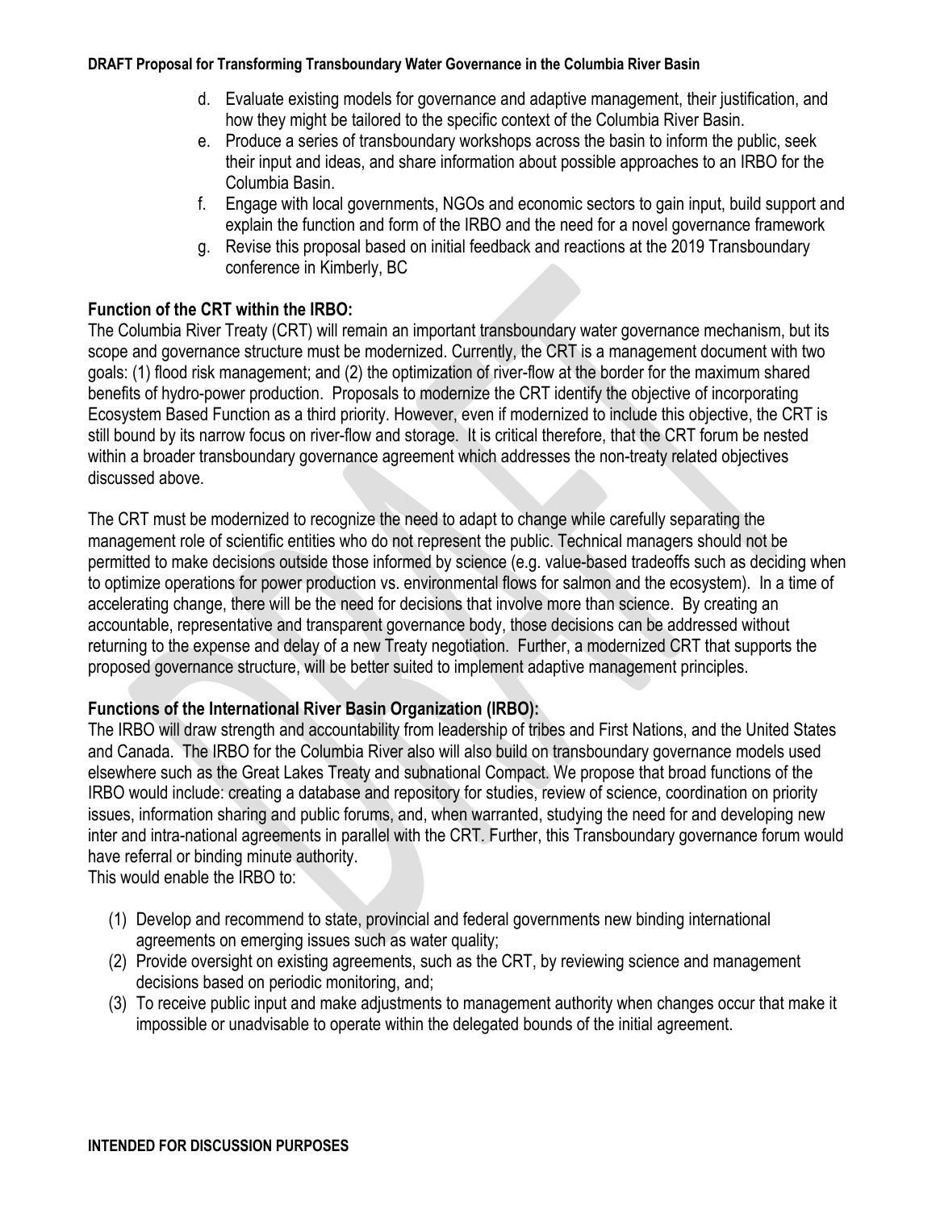d. Evaluate existing models for governance and adaptive management, their justification, and how they might be tailored to the specific context of the Columbia River Basin.
e. Produce a series of transboundary workshops across the basin to inform the public, seek their input and ideas, and share information about possible approaches to an IRBO for the Columbia Basin.
f. Engage with local governments, NGOs and economic sectors to gain input, build support and explain the function and form of the IRBO and the need for a novel governance framework
g. Revise this proposal based on initial feedback and reactions at the 2019 Transboundary conference in Kimberly, BC

**Function of the CRT within the IRBO:**

The Columbia River Treaty (CRT) will remain an important transboundary water governance mechanism, but its scope and governance structure must be modernized. Currently, the CRT is a management document with two goals: (1) flood risk management; and (2) the optimization of river-flow at the border for the maximum shared benefits of hydro-power production. Proposals to modernize the CRT identify the objective of incorporating Ecosystem Based Function as a third priority. However, even if modernized to include this objective, the CRT is still bound by its narrow focus on river-flow and storage. It is critical therefore, that the CRT forum be nested within a broader transboundary governance agreement which addresses the non-treaty related objectives discussed above.

The CRT must be modernized to recognize the need to adapt to change while carefully separating the management role of scientific entities who do not represent the public. Technical managers should not be permitted to make decisions outside those informed by science (e.g. value-based tradeoffs such as deciding when to optimize operations for power production vs. environmental flows for salmon and the ecosystem). In a time of accelerating change, there will be the need for decisions that involve more than science. By creating an accountable, representative and transparent governance body, those decisions can be addressed without returning to the expense and delay of a new Treaty negotiation. Further, a modernized CRT that supports the proposed governance structure, will be better suited to implement adaptive management principles.

**Functions of the International River Basin Organization (IRBO):**

The IRBO will draw strength and accountability from leadership of tribes and First Nations, and the United States and Canada. The IRBO for the Columbia River also will also build on transboundary governance models used elsewhere such as the Great Lakes Treaty and subnational Compact. We propose that broad functions of the IRBO would include: creating a database and repository for studies, review of science, coordination on priority issues, information sharing and public forums, and, when warranted, studying the need for and developing new inter and intra-national agreements in parallel with the CRT. Further, this Transboundary governance forum would have referral or binding minute authority.
This would enable the IRBO to:

(1) Develop and recommend to state, provincial and federal governments new binding international agreements on emerging issues such as water quality;
(2) Provide oversight on existing agreements, such as the CRT, by reviewing science and management decisions based on periodic monitoring, and;
(3) To receive public input and make adjustments to management authority when changes occur that make it impossible or unadvisable to operate within the delegated bounds of the initial agreement.